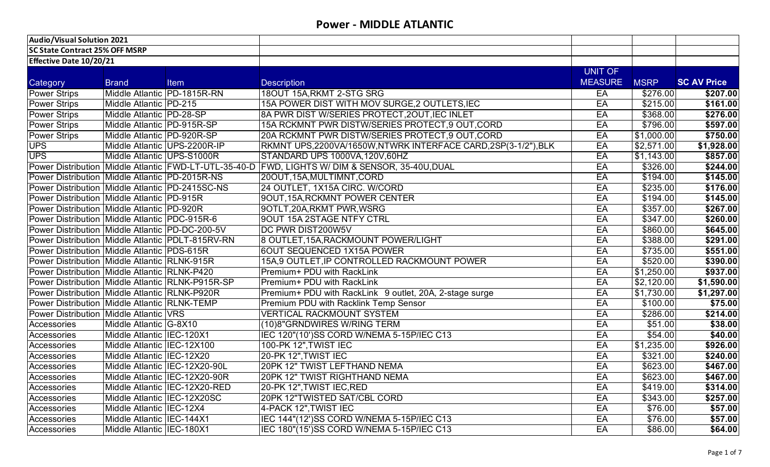# Power - MIDDLE ATLANTIC

**Audio/Visual Solution 2021**
**SC State Contract 25% OFF MSRP**
**Effective Date 10/20/21**

| Category | Brand | Item | Description | UNIT OF MEASURE | MSRP | SC AV Price |
|---|---|---|---|---|---|---|
| Power Strips | Middle Atlantic | PD-1815R-RN | 18OUT 15A,RKMT 2-STG SRG | EA | $276.00 | **$207.00** |
| Power Strips | Middle Atlantic | PD-215 | 15A POWER DIST WITH MOV SURGE,2 OUTLETS,IEC | EA | $215.00 | **$161.00** |
| Power Strips | Middle Atlantic | PD-28-SP | 8A PWR DIST W/SERIES PROTECT,2OUT,IEC INLET | EA | $368.00 | **$276.00** |
| Power Strips | Middle Atlantic | PD-915R-SP | 15A RCKMNT PWR DISTW/SERIES PROTECT,9 OUT,CORD | EA | $796.00 | **$597.00** |
| Power Strips | Middle Atlantic | PD-920R-SP | 20A RCKMNT PWR DISTW/SERIES PROTECT,9 OUT,CORD | EA | $1,000.00 | **$750.00** |
| UPS | Middle Atlantic | UPS-2200R-IP | RKMNT UPS,2200VA/1650W,NTWRK INTERFACE CARD,2SP(3-1/2"),BLK | EA | $2,571.00 | **$1,928.00** |
| UPS | Middle Atlantic | UPS-S1000R | STANDARD UPS 1000VA,120V,60HZ | EA | $1,143.00 | **$857.00** |
| Power Distribution | Middle Atlantic | FWD-LT-UTL-35-40-D | FWD, LIGHTS W/ DIM & SENSOR, 35-40U,DUAL | EA | $326.00 | **$244.00** |
| Power Distribution | Middle Atlantic | PD-2015R-NS | 20OUT,15A,MULTIMNT,CORD | EA | $194.00 | **$145.00** |
| Power Distribution | Middle Atlantic | PD-2415SC-NS | 24 OUTLET, 1X15A CIRC. W/CORD | EA | $235.00 | **$176.00** |
| Power Distribution | Middle Atlantic | PD-915R | 9OUT,15A,RCKMNT POWER CENTER | EA | $194.00 | **$145.00** |
| Power Distribution | Middle Atlantic | PD-920R | 9OTLT,20A,RKMT PWR,WSRG | EA | $357.00 | **$267.00** |
| Power Distribution | Middle Atlantic | PDC-915R-6 | 9OUT 15A 2STAGE NTFY CTRL | EA | $347.00 | **$260.00** |
| Power Distribution | Middle Atlantic | PD-DC-200-5V | DC PWR DIST200W5V | EA | $860.00 | **$645.00** |
| Power Distribution | Middle Atlantic | PDLT-815RV-RN | 8 OUTLET,15A,RACKMOUNT POWER/LIGHT | EA | $388.00 | **$291.00** |
| Power Distribution | Middle Atlantic | PDS-615R | 6OUT SEQUENCED 1X15A POWER | EA | $735.00 | **$551.00** |
| Power Distribution | Middle Atlantic | RLNK-915R | 15A,9 OUTLET,IP CONTROLLED RACKMOUNT POWER | EA | $520.00 | **$390.00** |
| Power Distribution | Middle Atlantic | RLNK-P420 | Premium+ PDU with RackLink | EA | $1,250.00 | **$937.00** |
| Power Distribution | Middle Atlantic | RLNK-P915R-SP | Premium+ PDU with RackLink | EA | $2,120.00 | **$1,590.00** |
| Power Distribution | Middle Atlantic | RLNK-P920R | Premium+ PDU with RackLink 9 outlet, 20A, 2-stage surge | EA | $1,730.00 | **$1,297.00** |
| Power Distribution | Middle Atlantic | RLNK-TEMP | Premium PDU with Racklink Temp Sensor | EA | $100.00 | **$75.00** |
| Power Distribution | Middle Atlantic | VRS | VERTICAL RACKMOUNT SYSTEM | EA | $286.00 | **$214.00** |
| Accessories | Middle Atlantic | G-8X10 | (10)8"GRNDWIRES W/RING TERM | EA | $51.00 | **$38.00** |
| Accessories | Middle Atlantic | IEC-120X1 | IEC 120"(10')SS CORD W/NEMA 5-15P/IEC C13 | EA | $54.00 | **$40.00** |
| Accessories | Middle Atlantic | IEC-12X100 | 100-PK 12",TWIST IEC | EA | $1,235.00 | **$926.00** |
| Accessories | Middle Atlantic | IEC-12X20 | 20-PK 12",TWIST IEC | EA | $321.00 | **$240.00** |
| Accessories | Middle Atlantic | IEC-12X20-90L | 20PK 12" TWIST LEFTHAND NEMA | EA | $623.00 | **$467.00** |
| Accessories | Middle Atlantic | IEC-12X20-90R | 20PK 12" TWIST RIGHTHAND NEMA | EA | $623.00 | **$467.00** |
| Accessories | Middle Atlantic | IEC-12X20-RED | 20-PK 12",TWIST IEC,RED | EA | $419.00 | **$314.00** |
| Accessories | Middle Atlantic | IEC-12X20SC | 20PK 12"TWISTED SAT/CBL CORD | EA | $343.00 | **$257.00** |
| Accessories | Middle Atlantic | IEC-12X4 | 4-PACK 12",TWIST IEC | EA | $76.00 | **$57.00** |
| Accessories | Middle Atlantic | IEC-144X1 | IEC 144"(12')SS CORD W/NEMA 5-15P/IEC C13 | EA | $76.00 | **$57.00** |
| Accessories | Middle Atlantic | IEC-180X1 | IEC 180"(15')SS CORD W/NEMA 5-15P/IEC C13 | EA | $86.00 | **$64.00** |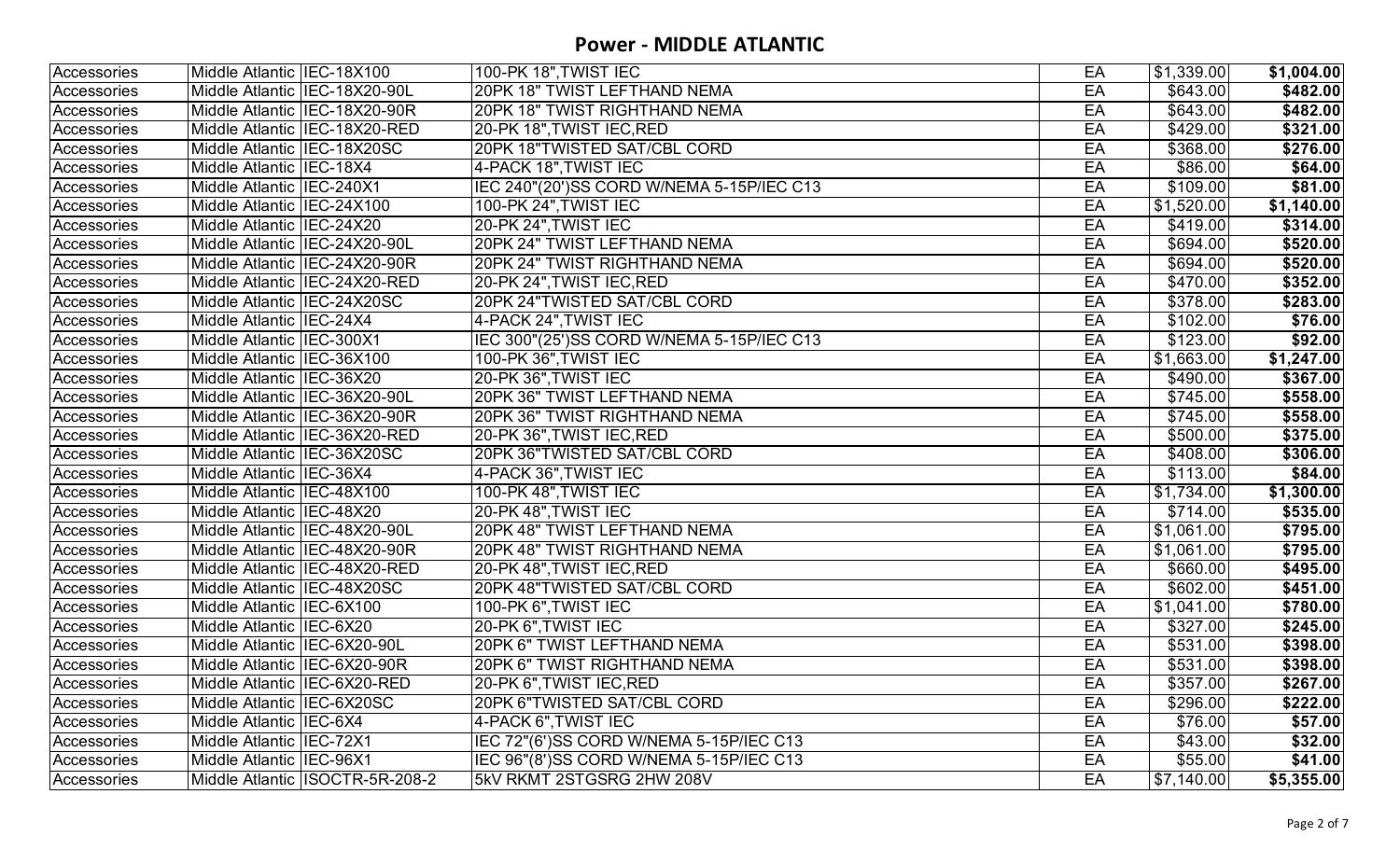## Power - MIDDLE ATLANTIC

| | | | | | | |
|---|---|---|---|---|---|---|
| Accessories | Middle Atlantic | IEC-18X100 | 100-PK 18",TWIST IEC | EA | $1,339.00 | **$1,004.00** |
| Accessories | Middle Atlantic | IEC-18X20-90L | 20PK 18" TWIST LEFTHAND NEMA | EA | $643.00 | **$482.00** |
| Accessories | Middle Atlantic | IEC-18X20-90R | 20PK 18" TWIST RIGHTHAND NEMA | EA | $643.00 | **$482.00** |
| Accessories | Middle Atlantic | IEC-18X20-RED | 20-PK 18",TWIST IEC,RED | EA | $429.00 | **$321.00** |
| Accessories | Middle Atlantic | IEC-18X20SC | 20PK 18"TWISTED SAT/CBL CORD | EA | $368.00 | **$276.00** |
| Accessories | Middle Atlantic | IEC-18X4 | 4-PACK 18",TWIST IEC | EA | $86.00 | **$64.00** |
| Accessories | Middle Atlantic | IEC-240X1 | IEC 240"(20')SS CORD W/NEMA 5-15P/IEC C13 | EA | $109.00 | **$81.00** |
| Accessories | Middle Atlantic | IEC-24X100 | 100-PK 24",TWIST IEC | EA | $1,520.00 | **$1,140.00** |
| Accessories | Middle Atlantic | IEC-24X20 | 20-PK 24",TWIST IEC | EA | $419.00 | **$314.00** |
| Accessories | Middle Atlantic | IEC-24X20-90L | 20PK 24" TWIST LEFTHAND NEMA | EA | $694.00 | **$520.00** |
| Accessories | Middle Atlantic | IEC-24X20-90R | 20PK 24" TWIST RIGHTHAND NEMA | EA | $694.00 | **$520.00** |
| Accessories | Middle Atlantic | IEC-24X20-RED | 20-PK 24",TWIST IEC,RED | EA | $470.00 | **$352.00** |
| Accessories | Middle Atlantic | IEC-24X20SC | 20PK 24"TWISTED SAT/CBL CORD | EA | $378.00 | **$283.00** |
| Accessories | Middle Atlantic | IEC-24X4 | 4-PACK 24",TWIST IEC | EA | $102.00 | **$76.00** |
| Accessories | Middle Atlantic | IEC-300X1 | IEC 300"(25')SS CORD W/NEMA 5-15P/IEC C13 | EA | $123.00 | **$92.00** |
| Accessories | Middle Atlantic | IEC-36X100 | 100-PK 36",TWIST IEC | EA | $1,663.00 | **$1,247.00** |
| Accessories | Middle Atlantic | IEC-36X20 | 20-PK 36",TWIST IEC | EA | $490.00 | **$367.00** |
| Accessories | Middle Atlantic | IEC-36X20-90L | 20PK 36" TWIST LEFTHAND NEMA | EA | $745.00 | **$558.00** |
| Accessories | Middle Atlantic | IEC-36X20-90R | 20PK 36" TWIST RIGHTHAND NEMA | EA | $745.00 | **$558.00** |
| Accessories | Middle Atlantic | IEC-36X20-RED | 20-PK 36",TWIST IEC,RED | EA | $500.00 | **$375.00** |
| Accessories | Middle Atlantic | IEC-36X20SC | 20PK 36"TWISTED SAT/CBL CORD | EA | $408.00 | **$306.00** |
| Accessories | Middle Atlantic | IEC-36X4 | 4-PACK 36",TWIST IEC | EA | $113.00 | **$84.00** |
| Accessories | Middle Atlantic | IEC-48X100 | 100-PK 48",TWIST IEC | EA | $1,734.00 | **$1,300.00** |
| Accessories | Middle Atlantic | IEC-48X20 | 20-PK 48",TWIST IEC | EA | $714.00 | **$535.00** |
| Accessories | Middle Atlantic | IEC-48X20-90L | 20PK 48" TWIST LEFTHAND NEMA | EA | $1,061.00 | **$795.00** |
| Accessories | Middle Atlantic | IEC-48X20-90R | 20PK 48" TWIST RIGHTHAND NEMA | EA | $1,061.00 | **$795.00** |
| Accessories | Middle Atlantic | IEC-48X20-RED | 20-PK 48",TWIST IEC,RED | EA | $660.00 | **$495.00** |
| Accessories | Middle Atlantic | IEC-48X20SC | 20PK 48"TWISTED SAT/CBL CORD | EA | $602.00 | **$451.00** |
| Accessories | Middle Atlantic | IEC-6X100 | 100-PK 6",TWIST IEC | EA | $1,041.00 | **$780.00** |
| Accessories | Middle Atlantic | IEC-6X20 | 20-PK 6",TWIST IEC | EA | $327.00 | **$245.00** |
| Accessories | Middle Atlantic | IEC-6X20-90L | 20PK 6" TWIST LEFTHAND NEMA | EA | $531.00 | **$398.00** |
| Accessories | Middle Atlantic | IEC-6X20-90R | 20PK 6" TWIST RIGHTHAND NEMA | EA | $531.00 | **$398.00** |
| Accessories | Middle Atlantic | IEC-6X20-RED | 20-PK 6",TWIST IEC,RED | EA | $357.00 | **$267.00** |
| Accessories | Middle Atlantic | IEC-6X20SC | 20PK 6"TWISTED SAT/CBL CORD | EA | $296.00 | **$222.00** |
| Accessories | Middle Atlantic | IEC-6X4 | 4-PACK 6",TWIST IEC | EA | $76.00 | **$57.00** |
| Accessories | Middle Atlantic | IEC-72X1 | IEC 72"(6')SS CORD W/NEMA 5-15P/IEC C13 | EA | $43.00 | **$32.00** |
| Accessories | Middle Atlantic | IEC-96X1 | IEC 96"(8')SS CORD W/NEMA 5-15P/IEC C13 | EA | $55.00 | **$41.00** |
| Accessories | Middle Atlantic | ISOCTR-5R-208-2 | 5kV RKMT 2STGSRG 2HW 208V | EA | $7,140.00 | **$5,355.00** |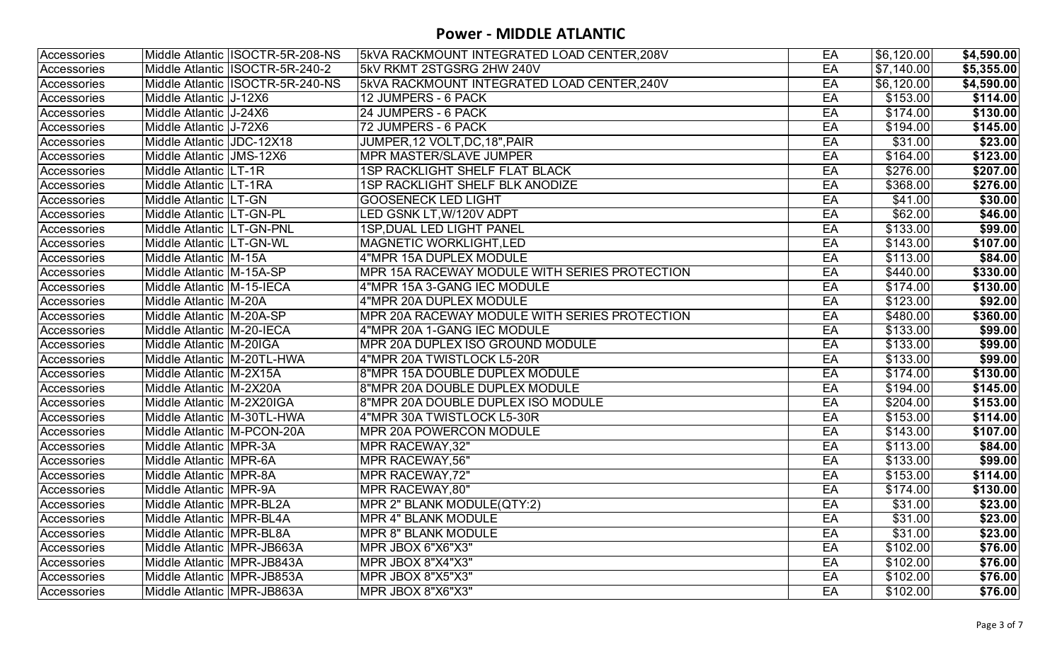## Power - MIDDLE ATLANTIC

| | | | | | | |
|---|---|---|---|---|---|---|
| Accessories | Middle Atlantic | ISOCTR-5R-208-NS | 5kVA RACKMOUNT INTEGRATED LOAD CENTER,208V | EA | $6,120.00 | **$4,590.00** |
| Accessories | Middle Atlantic | ISOCTR-5R-240-2 | 5kV RKMT 2STGSRG 2HW 240V | EA | $7,140.00 | **$5,355.00** |
| Accessories | Middle Atlantic | ISOCTR-5R-240-NS | 5kVA RACKMOUNT INTEGRATED LOAD CENTER,240V | EA | $6,120.00 | **$4,590.00** |
| Accessories | Middle Atlantic | J-12X6 | 12 JUMPERS - 6 PACK | EA | $153.00 | **$114.00** |
| Accessories | Middle Atlantic | J-24X6 | 24 JUMPERS - 6 PACK | EA | $174.00 | **$130.00** |
| Accessories | Middle Atlantic | J-72X6 | 72 JUMPERS - 6 PACK | EA | $194.00 | **$145.00** |
| Accessories | Middle Atlantic | JDC-12X18 | JUMPER,12 VOLT,DC,18",PAIR | EA | $31.00 | **$23.00** |
| Accessories | Middle Atlantic | JMS-12X6 | MPR MASTER/SLAVE JUMPER | EA | $164.00 | **$123.00** |
| Accessories | Middle Atlantic | LT-1R | 1SP RACKLIGHT SHELF FLAT BLACK | EA | $276.00 | **$207.00** |
| Accessories | Middle Atlantic | LT-1RA | 1SP RACKLIGHT SHELF BLK ANODIZE | EA | $368.00 | **$276.00** |
| Accessories | Middle Atlantic | LT-GN | GOOSENECK LED LIGHT | EA | $41.00 | **$30.00** |
| Accessories | Middle Atlantic | LT-GN-PL | LED GSNK LT,W/120V ADPT | EA | $62.00 | **$46.00** |
| Accessories | Middle Atlantic | LT-GN-PNL | 1SP,DUAL LED LIGHT PANEL | EA | $133.00 | **$99.00** |
| Accessories | Middle Atlantic | LT-GN-WL | MAGNETIC WORKLIGHT,LED | EA | $143.00 | **$107.00** |
| Accessories | Middle Atlantic | M-15A | 4"MPR 15A DUPLEX MODULE | EA | $113.00 | **$84.00** |
| Accessories | Middle Atlantic | M-15A-SP | MPR 15A RACEWAY MODULE WITH SERIES PROTECTION | EA | $440.00 | **$330.00** |
| Accessories | Middle Atlantic | M-15-IECA | 4"MPR 15A 3-GANG IEC MODULE | EA | $174.00 | **$130.00** |
| Accessories | Middle Atlantic | M-20A | 4"MPR 20A DUPLEX MODULE | EA | $123.00 | **$92.00** |
| Accessories | Middle Atlantic | M-20A-SP | MPR 20A RACEWAY MODULE WITH SERIES PROTECTION | EA | $480.00 | **$360.00** |
| Accessories | Middle Atlantic | M-20-IECA | 4"MPR 20A 1-GANG IEC MODULE | EA | $133.00 | **$99.00** |
| Accessories | Middle Atlantic | M-20IGA | MPR 20A DUPLEX ISO GROUND MODULE | EA | $133.00 | **$99.00** |
| Accessories | Middle Atlantic | M-20TL-HWA | 4"MPR 20A TWISTLOCK L5-20R | EA | $133.00 | **$99.00** |
| Accessories | Middle Atlantic | M-2X15A | 8"MPR 15A DOUBLE DUPLEX MODULE | EA | $174.00 | **$130.00** |
| Accessories | Middle Atlantic | M-2X20A | 8"MPR 20A DOUBLE DUPLEX MODULE | EA | $194.00 | **$145.00** |
| Accessories | Middle Atlantic | M-2X20IGA | 8"MPR 20A DOUBLE DUPLEX ISO MODULE | EA | $204.00 | **$153.00** |
| Accessories | Middle Atlantic | M-30TL-HWA | 4"MPR 30A TWISTLOCK L5-30R | EA | $153.00 | **$114.00** |
| Accessories | Middle Atlantic | M-PCON-20A | MPR 20A POWERCON MODULE | EA | $143.00 | **$107.00** |
| Accessories | Middle Atlantic | MPR-3A | MPR RACEWAY,32" | EA | $113.00 | **$84.00** |
| Accessories | Middle Atlantic | MPR-6A | MPR RACEWAY,56" | EA | $133.00 | **$99.00** |
| Accessories | Middle Atlantic | MPR-8A | MPR RACEWAY,72" | EA | $153.00 | **$114.00** |
| Accessories | Middle Atlantic | MPR-9A | MPR RACEWAY,80" | EA | $174.00 | **$130.00** |
| Accessories | Middle Atlantic | MPR-BL2A | MPR 2" BLANK MODULE(QTY:2) | EA | $31.00 | **$23.00** |
| Accessories | Middle Atlantic | MPR-BL4A | MPR 4" BLANK MODULE | EA | $31.00 | **$23.00** |
| Accessories | Middle Atlantic | MPR-BL8A | MPR 8" BLANK MODULE | EA | $31.00 | **$23.00** |
| Accessories | Middle Atlantic | MPR-JB663A | MPR JBOX 6"X6"X3" | EA | $102.00 | **$76.00** |
| Accessories | Middle Atlantic | MPR-JB843A | MPR JBOX 8"X4"X3" | EA | $102.00 | **$76.00** |
| Accessories | Middle Atlantic | MPR-JB853A | MPR JBOX 8"X5"X3" | EA | $102.00 | **$76.00** |
| Accessories | Middle Atlantic | MPR-JB863A | MPR JBOX 8"X6"X3" | EA | $102.00 | **$76.00** |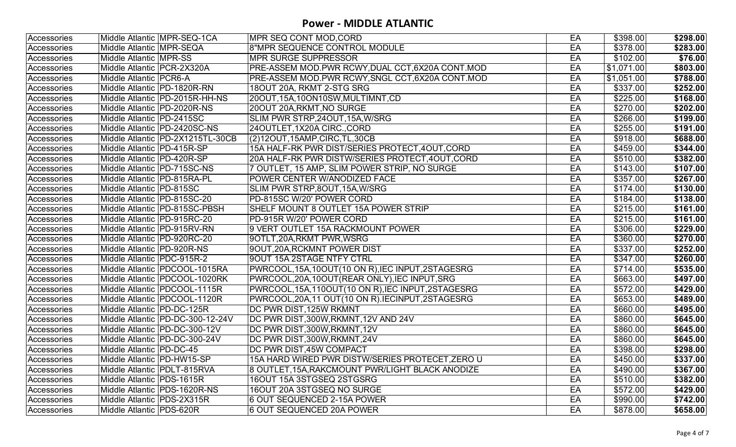# Power - MIDDLE ATLANTIC

| | | | | | | |
|---|---|---|---|---|---|---|
| Accessories | Middle Atlantic | MPR-SEQ-1CA | MPR SEQ CONT MOD,CORD | EA | $398.00 | **$298.00** |
| Accessories | Middle Atlantic | MPR-SEQA | 8"MPR SEQUENCE CONTROL MODULE | EA | $378.00 | **$283.00** |
| Accessories | Middle Atlantic | MPR-SS | MPR SURGE SUPPRESSOR | EA | $102.00 | **$76.00** |
| Accessories | Middle Atlantic | PCR-2X320A | PRE-ASSEM MOD.PWR RCWY,DUAL CCT,6X20A CONT.MOD | EA | $1,071.00 | **$803.00** |
| Accessories | Middle Atlantic | PCR6-A | PRE-ASSEM MOD.PWR RCWY,SNGL CCT,6X20A CONT.MOD | EA | $1,051.00 | **$788.00** |
| Accessories | Middle Atlantic | PD-1820R-RN | 18OUT 20A, RKMT 2-STG SRG | EA | $337.00 | **$252.00** |
| Accessories | Middle Atlantic | PD-2015R-HH-NS | 20OUT,15A,10ON10SW,MULTIMNT,CD | EA | $225.00 | **$168.00** |
| Accessories | Middle Atlantic | PD-2020R-NS | 20OUT 20A,RKMT,NO SURGE | EA | $270.00 | **$202.00** |
| Accessories | Middle Atlantic | PD-2415SC | SLIM PWR STRP,24OUT,15A,W/SRG | EA | $266.00 | **$199.00** |
| Accessories | Middle Atlantic | PD-2420SC-NS | 24OUTLET,1X20A CIRC.,CORD | EA | $255.00 | **$191.00** |
| Accessories | Middle Atlantic | PD-2X1215TL-30CB | (2)12OUT,15AMP,CIRC,TL,30CB | EA | $918.00 | **$688.00** |
| Accessories | Middle Atlantic | PD-415R-SP | 15A HALF-RK PWR DIST/SERIES PROTECT,4OUT,CORD | EA | $459.00 | **$344.00** |
| Accessories | Middle Atlantic | PD-420R-SP | 20A HALF-RK PWR DISTW/SERIES PROTECT,4OUT,CORD | EA | $510.00 | **$382.00** |
| Accessories | Middle Atlantic | PD-715SC-NS | 7 OUTLET, 15 AMP, SLIM POWER STRIP, NO SURGE | EA | $143.00 | **$107.00** |
| Accessories | Middle Atlantic | PD-815RA-PL | POWER CENTER W/ANODIZED FACE | EA | $357.00 | **$267.00** |
| Accessories | Middle Atlantic | PD-815SC | SLIM PWR STRP,8OUT,15A,W/SRG | EA | $174.00 | **$130.00** |
| Accessories | Middle Atlantic | PD-815SC-20 | PD-815SC W/20' POWER CORD | EA | $184.00 | **$138.00** |
| Accessories | Middle Atlantic | PD-815SC-PBSH | SHELF MOUNT 8 OUTLET 15A POWER STRIP | EA | $215.00 | **$161.00** |
| Accessories | Middle Atlantic | PD-915RC-20 | PD-915R W/20' POWER CORD | EA | $215.00 | **$161.00** |
| Accessories | Middle Atlantic | PD-915RV-RN | 9 VERT OUTLET 15A RACKMOUNT POWER | EA | $306.00 | **$229.00** |
| Accessories | Middle Atlantic | PD-920RC-20 | 9OTLT,20A,RKMT PWR,WSRG | EA | $360.00 | **$270.00** |
| Accessories | Middle Atlantic | PD-920R-NS | 9OUT,20A,RCKMNT POWER DIST | EA | $337.00 | **$252.00** |
| Accessories | Middle Atlantic | PDC-915R-2 | 9OUT 15A 2STAGE NTFY CTRL | EA | $347.00 | **$260.00** |
| Accessories | Middle Atlantic | PDCOOL-1015RA | PWRCOOL,15A,10OUT(10 ON R),IEC INPUT,2STAGESRG | EA | $714.00 | **$535.00** |
| Accessories | Middle Atlantic | PDCOOL-1020RK | PWRCOOL,20A,10OUT(REAR ONLY),IEC INPUT,SRG | EA | $663.00 | **$497.00** |
| Accessories | Middle Atlantic | PDCOOL-1115R | PWRCOOL,15A,110OUT(10 ON R),IEC INPUT,2STAGESRG | EA | $572.00 | **$429.00** |
| Accessories | Middle Atlantic | PDCOOL-1120R | PWRCOOL,20A,11 OUT(10 ON R).IECINPUT,2STAGESRG | EA | $653.00 | **$489.00** |
| Accessories | Middle Atlantic | PD-DC-125R | DC PWR DIST,125W RKMNT | EA | $660.00 | **$495.00** |
| Accessories | Middle Atlantic | PD-DC-300-12-24V | DC PWR DIST,300W,RKMNT,12V AND 24V | EA | $860.00 | **$645.00** |
| Accessories | Middle Atlantic | PD-DC-300-12V | DC PWR DIST,300W,RKMNT,12V | EA | $860.00 | **$645.00** |
| Accessories | Middle Atlantic | PD-DC-300-24V | DC PWR DIST,300W,RKMNT,24V | EA | $860.00 | **$645.00** |
| Accessories | Middle Atlantic | PD-DC-45 | DC PWR DIST,45W COMPACT | EA | $398.00 | **$298.00** |
| Accessories | Middle Atlantic | PD-HW15-SP | 15A HARD WIRED PWR DISTW/SERIES PROTECET,ZERO U | EA | $450.00 | **$337.00** |
| Accessories | Middle Atlantic | PDLT-815RVA | 8 OUTLET,15A,RAKCMOUNT PWR/LIGHT BLACK ANODIZE | EA | $490.00 | **$367.00** |
| Accessories | Middle Atlantic | PDS-1615R | 16OUT 15A 3STGSEQ 2STGSRG | EA | $510.00 | **$382.00** |
| Accessories | Middle Atlantic | PDS-1620R-NS | 16OUT 20A 3STGSEQ NO SURGE | EA | $572.00 | **$429.00** |
| Accessories | Middle Atlantic | PDS-2X315R | 6 OUT SEQUENCED 2-15A POWER | EA | $990.00 | **$742.00** |
| Accessories | Middle Atlantic | PDS-620R | 6 OUT SEQUENCED 20A POWER | EA | $878.00 | **$658.00** |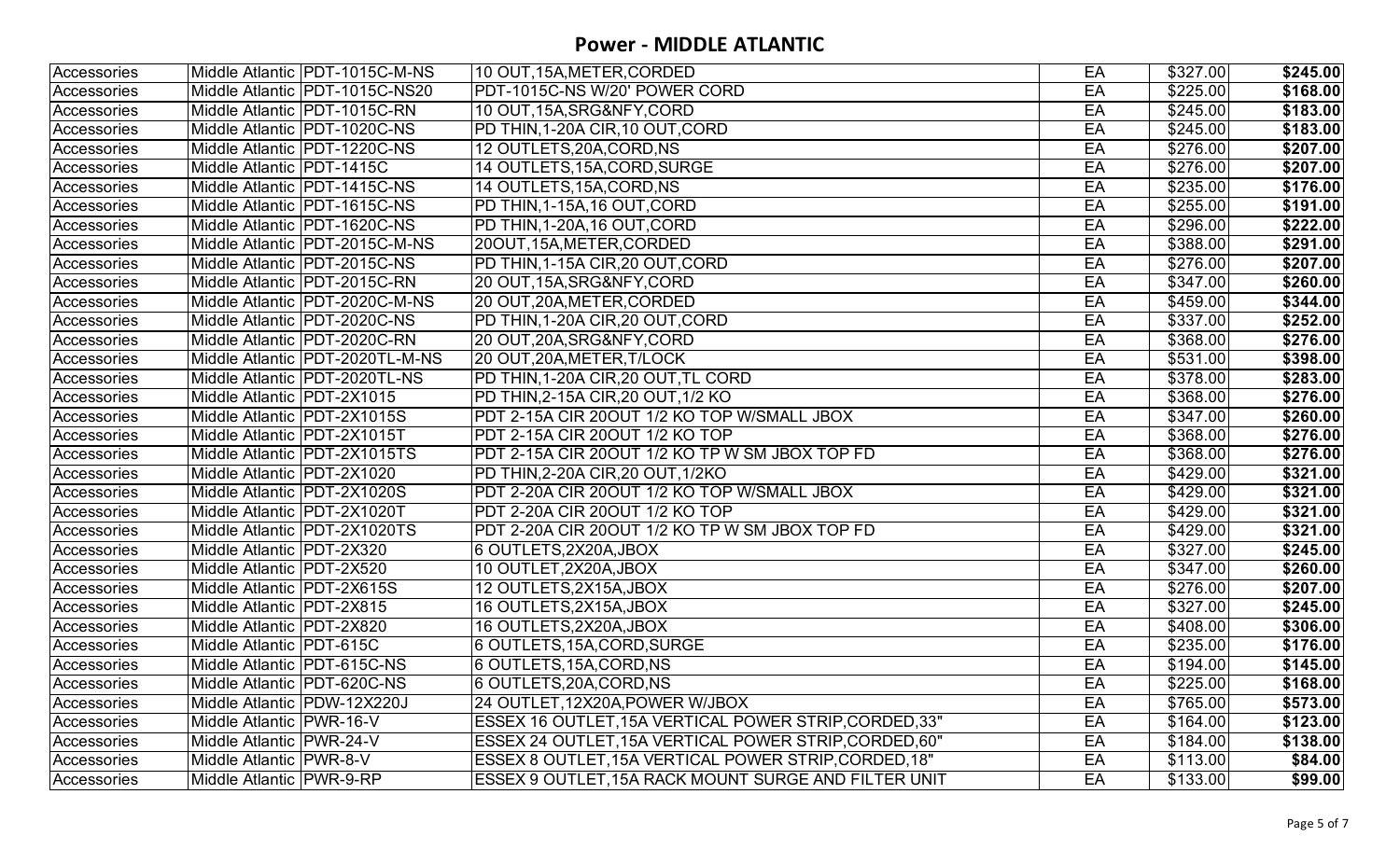# Power - MIDDLE ATLANTIC

| | | | | | | |
|---|---|---|---|---|---|---|
| Accessories | Middle Atlantic | PDT-1015C-M-NS | 10 OUT,15A,METER,CORDED | EA | $327.00 | **$245.00** |
| Accessories | Middle Atlantic | PDT-1015C-NS20 | PDT-1015C-NS W/20' POWER CORD | EA | $225.00 | **$168.00** |
| Accessories | Middle Atlantic | PDT-1015C-RN | 10 OUT,15A,SRG&NFY,CORD | EA | $245.00 | **$183.00** |
| Accessories | Middle Atlantic | PDT-1020C-NS | PD THIN,1-20A CIR,10 OUT,CORD | EA | $245.00 | **$183.00** |
| Accessories | Middle Atlantic | PDT-1220C-NS | 12 OUTLETS,20A,CORD,NS | EA | $276.00 | **$207.00** |
| Accessories | Middle Atlantic | PDT-1415C | 14 OUTLETS,15A,CORD,SURGE | EA | $276.00 | **$207.00** |
| Accessories | Middle Atlantic | PDT-1415C-NS | 14 OUTLETS,15A,CORD,NS | EA | $235.00 | **$176.00** |
| Accessories | Middle Atlantic | PDT-1615C-NS | PD THIN,1-15A,16 OUT,CORD | EA | $255.00 | **$191.00** |
| Accessories | Middle Atlantic | PDT-1620C-NS | PD THIN,1-20A,16 OUT,CORD | EA | $296.00 | **$222.00** |
| Accessories | Middle Atlantic | PDT-2015C-M-NS | 20OUT,15A,METER,CORDED | EA | $388.00 | **$291.00** |
| Accessories | Middle Atlantic | PDT-2015C-NS | PD THIN,1-15A CIR,20 OUT,CORD | EA | $276.00 | **$207.00** |
| Accessories | Middle Atlantic | PDT-2015C-RN | 20 OUT,15A,SRG&NFY,CORD | EA | $347.00 | **$260.00** |
| Accessories | Middle Atlantic | PDT-2020C-M-NS | 20 OUT,20A,METER,CORDED | EA | $459.00 | **$344.00** |
| Accessories | Middle Atlantic | PDT-2020C-NS | PD THIN,1-20A CIR,20 OUT,CORD | EA | $337.00 | **$252.00** |
| Accessories | Middle Atlantic | PDT-2020C-RN | 20 OUT,20A,SRG&NFY,CORD | EA | $368.00 | **$276.00** |
| Accessories | Middle Atlantic | PDT-2020TL-M-NS | 20 OUT,20A,METER,T/LOCK | EA | $531.00 | **$398.00** |
| Accessories | Middle Atlantic | PDT-2020TL-NS | PD THIN,1-20A CIR,20 OUT,TL CORD | EA | $378.00 | **$283.00** |
| Accessories | Middle Atlantic | PDT-2X1015 | PD THIN,2-15A CIR,20 OUT,1/2 KO | EA | $368.00 | **$276.00** |
| Accessories | Middle Atlantic | PDT-2X1015S | PDT 2-15A CIR 20OUT 1/2 KO TOP W/SMALL JBOX | EA | $347.00 | **$260.00** |
| Accessories | Middle Atlantic | PDT-2X1015T | PDT 2-15A CIR 20OUT 1/2 KO TOP | EA | $368.00 | **$276.00** |
| Accessories | Middle Atlantic | PDT-2X1015TS | PDT 2-15A CIR 20OUT 1/2 KO TP W SM JBOX TOP FD | EA | $368.00 | **$276.00** |
| Accessories | Middle Atlantic | PDT-2X1020 | PD THIN,2-20A CIR,20 OUT,1/2KO | EA | $429.00 | **$321.00** |
| Accessories | Middle Atlantic | PDT-2X1020S | PDT 2-20A CIR 20OUT 1/2 KO TOP W/SMALL JBOX | EA | $429.00 | **$321.00** |
| Accessories | Middle Atlantic | PDT-2X1020T | PDT 2-20A CIR 20OUT 1/2 KO TOP | EA | $429.00 | **$321.00** |
| Accessories | Middle Atlantic | PDT-2X1020TS | PDT 2-20A CIR 20OUT 1/2 KO TP W SM JBOX TOP FD | EA | $429.00 | **$321.00** |
| Accessories | Middle Atlantic | PDT-2X320 | 6 OUTLETS,2X20A,JBOX | EA | $327.00 | **$245.00** |
| Accessories | Middle Atlantic | PDT-2X520 | 10 OUTLET,2X20A,JBOX | EA | $347.00 | **$260.00** |
| Accessories | Middle Atlantic | PDT-2X615S | 12 OUTLETS,2X15A,JBOX | EA | $276.00 | **$207.00** |
| Accessories | Middle Atlantic | PDT-2X815 | 16 OUTLETS,2X15A,JBOX | EA | $327.00 | **$245.00** |
| Accessories | Middle Atlantic | PDT-2X820 | 16 OUTLETS,2X20A,JBOX | EA | $408.00 | **$306.00** |
| Accessories | Middle Atlantic | PDT-615C | 6 OUTLETS,15A,CORD,SURGE | EA | $235.00 | **$176.00** |
| Accessories | Middle Atlantic | PDT-615C-NS | 6 OUTLETS,15A,CORD,NS | EA | $194.00 | **$145.00** |
| Accessories | Middle Atlantic | PDT-620C-NS | 6 OUTLETS,20A,CORD,NS | EA | $225.00 | **$168.00** |
| Accessories | Middle Atlantic | PDW-12X220J | 24 OUTLET,12X20A,POWER W/JBOX | EA | $765.00 | **$573.00** |
| Accessories | Middle Atlantic | PWR-16-V | ESSEX 16 OUTLET,15A VERTICAL POWER STRIP,CORDED,33" | EA | $164.00 | **$123.00** |
| Accessories | Middle Atlantic | PWR-24-V | ESSEX 24 OUTLET,15A VERTICAL POWER STRIP,CORDED,60" | EA | $184.00 | **$138.00** |
| Accessories | Middle Atlantic | PWR-8-V | ESSEX 8 OUTLET,15A VERTICAL POWER STRIP,CORDED,18" | EA | $113.00 | **$84.00** |
| Accessories | Middle Atlantic | PWR-9-RP | ESSEX 9 OUTLET,15A RACK MOUNT SURGE AND FILTER UNIT | EA | $133.00 | **$99.00** |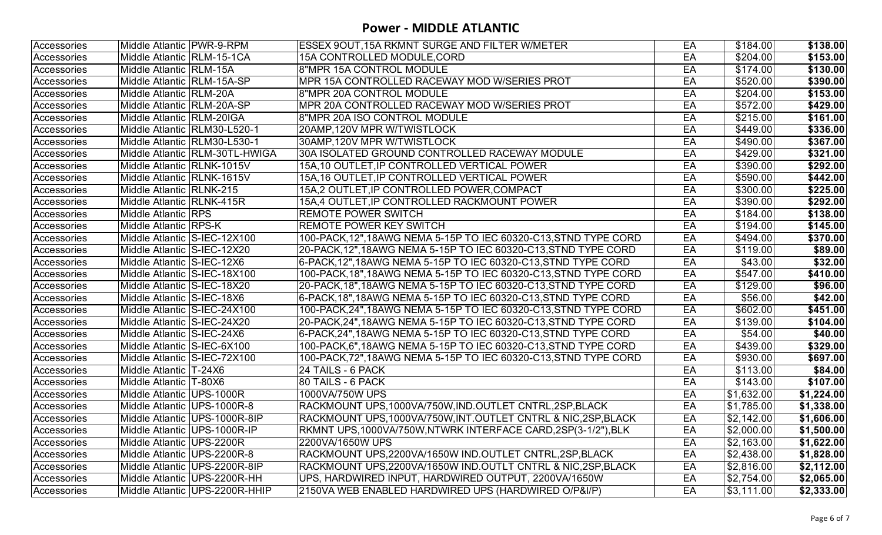# Power - MIDDLE ATLANTIC

| | | | | | | |
|---|---|---|---|---|---|---|
| Accessories | Middle Atlantic | PWR-9-RPM | ESSEX 9OUT,15A RKMNT SURGE AND FILTER W/METER | EA | $184.00 | **$138.00** |
| Accessories | Middle Atlantic | RLM-15-1CA | 15A CONTROLLED MODULE,CORD | EA | $204.00 | **$153.00** |
| Accessories | Middle Atlantic | RLM-15A | 8"MPR 15A CONTROL MODULE | EA | $174.00 | **$130.00** |
| Accessories | Middle Atlantic | RLM-15A-SP | MPR 15A CONTROLLED RACEWAY MOD W/SERIES PROT | EA | $520.00 | **$390.00** |
| Accessories | Middle Atlantic | RLM-20A | 8"MPR 20A CONTROL MODULE | EA | $204.00 | **$153.00** |
| Accessories | Middle Atlantic | RLM-20A-SP | MPR 20A CONTROLLED RACEWAY MOD W/SERIES PROT | EA | $572.00 | **$429.00** |
| Accessories | Middle Atlantic | RLM-20IGA | 8"MPR 20A ISO CONTROL MODULE | EA | $215.00 | **$161.00** |
| Accessories | Middle Atlantic | RLM30-L520-1 | 20AMP,120V MPR W/TWISTLOCK | EA | $449.00 | **$336.00** |
| Accessories | Middle Atlantic | RLM30-L530-1 | 30AMP,120V MPR W/TWISTLOCK | EA | $490.00 | **$367.00** |
| Accessories | Middle Atlantic | RLM-30TL-HWIGA | 30A ISOLATED GROUND CONTROLLED RACEWAY MODULE | EA | $429.00 | **$321.00** |
| Accessories | Middle Atlantic | RLNK-1015V | 15A,10 OUTLET,IP CONTROLLED VERTICAL POWER | EA | $390.00 | **$292.00** |
| Accessories | Middle Atlantic | RLNK-1615V | 15A,16 OUTLET,IP CONTROLLED VERTICAL POWER | EA | $590.00 | **$442.00** |
| Accessories | Middle Atlantic | RLNK-215 | 15A,2 OUTLET,IP CONTROLLED POWER,COMPACT | EA | $300.00 | **$225.00** |
| Accessories | Middle Atlantic | RLNK-415R | 15A,4 OUTLET,IP CONTROLLED RACKMOUNT POWER | EA | $390.00 | **$292.00** |
| Accessories | Middle Atlantic | RPS | REMOTE POWER SWITCH | EA | $184.00 | **$138.00** |
| Accessories | Middle Atlantic | RPS-K | REMOTE POWER KEY SWITCH | EA | $194.00 | **$145.00** |
| Accessories | Middle Atlantic | S-IEC-12X100 | 100-PACK,12",18AWG NEMA 5-15P TO IEC 60320-C13,STND TYPE CORD | EA | $494.00 | **$370.00** |
| Accessories | Middle Atlantic | S-IEC-12X20 | 20-PACK,12",18AWG NEMA 5-15P TO IEC 60320-C13,STND TYPE CORD | EA | $119.00 | **$89.00** |
| Accessories | Middle Atlantic | S-IEC-12X6 | 6-PACK,12",18AWG NEMA 5-15P TO IEC 60320-C13,STND TYPE CORD | EA | $43.00 | **$32.00** |
| Accessories | Middle Atlantic | S-IEC-18X100 | 100-PACK,18",18AWG NEMA 5-15P TO IEC 60320-C13,STND TYPE CORD | EA | $547.00 | **$410.00** |
| Accessories | Middle Atlantic | S-IEC-18X20 | 20-PACK,18",18AWG NEMA 5-15P TO IEC 60320-C13,STND TYPE CORD | EA | $129.00 | **$96.00** |
| Accessories | Middle Atlantic | S-IEC-18X6 | 6-PACK,18",18AWG NEMA 5-15P TO IEC 60320-C13,STND TYPE CORD | EA | $56.00 | **$42.00** |
| Accessories | Middle Atlantic | S-IEC-24X100 | 100-PACK,24",18AWG NEMA 5-15P TO IEC 60320-C13,STND TYPE CORD | EA | $602.00 | **$451.00** |
| Accessories | Middle Atlantic | S-IEC-24X20 | 20-PACK,24",18AWG NEMA 5-15P TO IEC 60320-C13,STND TYPE CORD | EA | $139.00 | **$104.00** |
| Accessories | Middle Atlantic | S-IEC-24X6 | 6-PACK,24",18AWG NEMA 5-15P TO IEC 60320-C13,STND TYPE CORD | EA | $54.00 | **$40.00** |
| Accessories | Middle Atlantic | S-IEC-6X100 | 100-PACK,6",18AWG NEMA 5-15P TO IEC 60320-C13,STND TYPE CORD | EA | $439.00 | **$329.00** |
| Accessories | Middle Atlantic | S-IEC-72X100 | 100-PACK,72",18AWG NEMA 5-15P TO IEC 60320-C13,STND TYPE CORD | EA | $930.00 | **$697.00** |
| Accessories | Middle Atlantic | T-24X6 | 24 TAILS - 6 PACK | EA | $113.00 | **$84.00** |
| Accessories | Middle Atlantic | T-80X6 | 80 TAILS - 6 PACK | EA | $143.00 | **$107.00** |
| Accessories | Middle Atlantic | UPS-1000R | 1000VA/750W UPS | EA | $1,632.00 | **$1,224.00** |
| Accessories | Middle Atlantic | UPS-1000R-8 | RACKMOUNT UPS,1000VA/750W,IND.OUTLET CNTRL,2SP,BLACK | EA | $1,785.00 | **$1,338.00** |
| Accessories | Middle Atlantic | UPS-1000R-8IP | RACKMOUNT UPS,1000VA/750W,INT.OUTLET CNTRL & NIC,2SP,BLACK | EA | $2,142.00 | **$1,606.00** |
| Accessories | Middle Atlantic | UPS-1000R-IP | RKMNT UPS,1000VA/750W,NTWRK INTERFACE CARD,2SP(3-1/2"),BLK | EA | $2,000.00 | **$1,500.00** |
| Accessories | Middle Atlantic | UPS-2200R | 2200VA/1650W UPS | EA | $2,163.00 | **$1,622.00** |
| Accessories | Middle Atlantic | UPS-2200R-8 | RACKMOUNT UPS,2200VA/1650W IND.OUTLET CNTRL,2SP,BLACK | EA | $2,438.00 | **$1,828.00** |
| Accessories | Middle Atlantic | UPS-2200R-8IP | RACKMOUNT UPS,2200VA/1650W IND.OUTLT CNTRL & NIC,2SP,BLACK | EA | $2,816.00 | **$2,112.00** |
| Accessories | Middle Atlantic | UPS-2200R-HH | UPS, HARDWIRED INPUT, HARDWIRED OUTPUT, 2200VA/1650W | EA | $2,754.00 | **$2,065.00** |
| Accessories | Middle Atlantic | UPS-2200R-HHIP | 2150VA WEB ENABLED HARDWIRED UPS (HARDWIRED O/P&I/P) | EA | $3,111.00 | **$2,333.00** |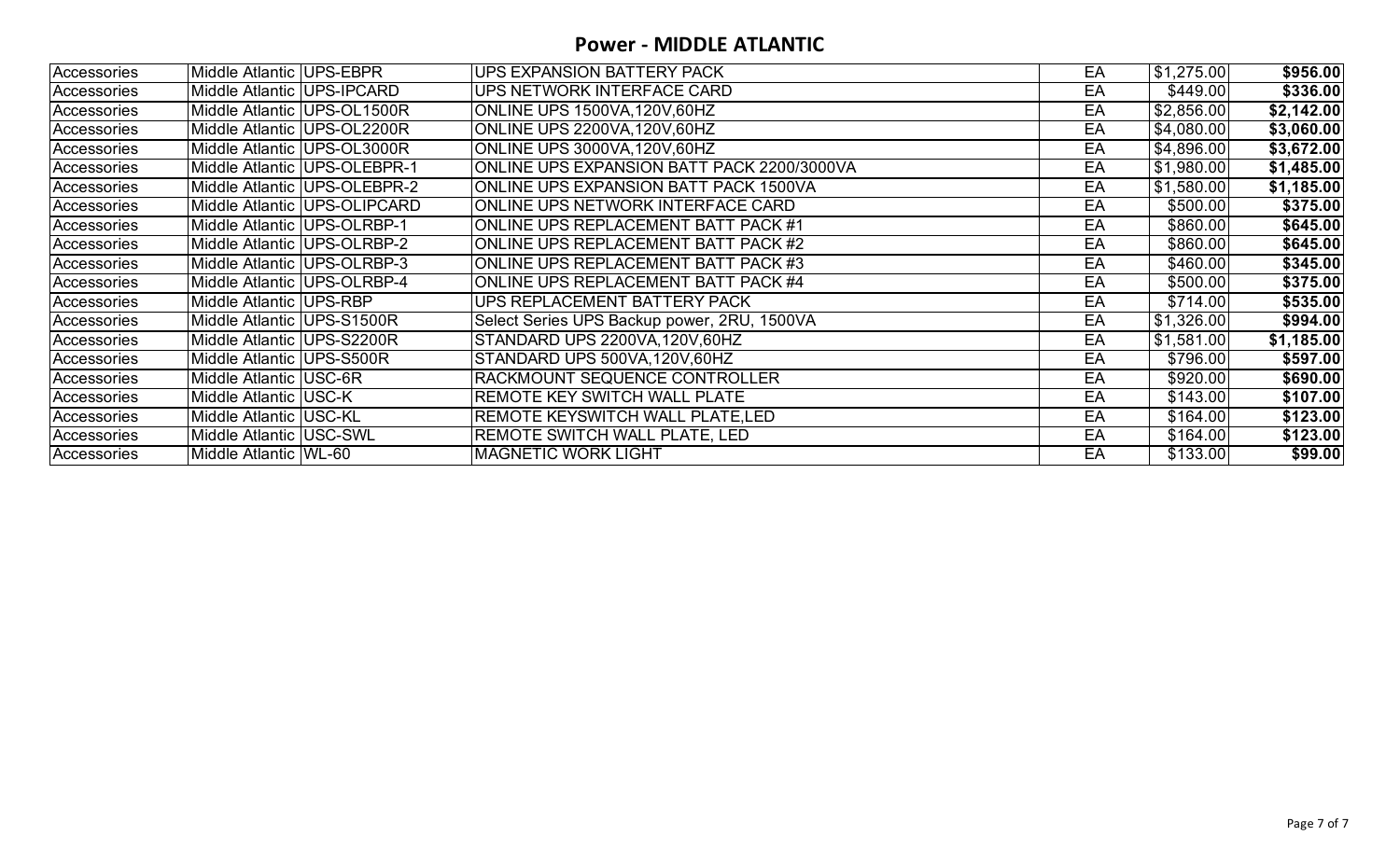## Power - MIDDLE ATLANTIC

| | | | | | | |
|---|---|---|---|---|---|---|
| Accessories | Middle Atlantic | UPS-EBPR | UPS EXPANSION BATTERY PACK | EA | $1,275.00 | **$956.00** |
| Accessories | Middle Atlantic | UPS-IPCARD | UPS NETWORK INTERFACE CARD | EA | $449.00 | **$336.00** |
| Accessories | Middle Atlantic | UPS-OL1500R | ONLINE UPS 1500VA,120V,60HZ | EA | $2,856.00 | **$2,142.00** |
| Accessories | Middle Atlantic | UPS-OL2200R | ONLINE UPS 2200VA,120V,60HZ | EA | $4,080.00 | **$3,060.00** |
| Accessories | Middle Atlantic | UPS-OL3000R | ONLINE UPS 3000VA,120V,60HZ | EA | $4,896.00 | **$3,672.00** |
| Accessories | Middle Atlantic | UPS-OLEBPR-1 | ONLINE UPS EXPANSION BATT PACK 2200/3000VA | EA | $1,980.00 | **$1,485.00** |
| Accessories | Middle Atlantic | UPS-OLEBPR-2 | ONLINE UPS EXPANSION BATT PACK 1500VA | EA | $1,580.00 | **$1,185.00** |
| Accessories | Middle Atlantic | UPS-OLIPCARD | ONLINE UPS NETWORK INTERFACE CARD | EA | $500.00 | **$375.00** |
| Accessories | Middle Atlantic | UPS-OLRBP-1 | ONLINE UPS REPLACEMENT BATT PACK #1 | EA | $860.00 | **$645.00** |
| Accessories | Middle Atlantic | UPS-OLRBP-2 | ONLINE UPS REPLACEMENT BATT PACK #2 | EA | $860.00 | **$645.00** |
| Accessories | Middle Atlantic | UPS-OLRBP-3 | ONLINE UPS REPLACEMENT BATT PACK #3 | EA | $460.00 | **$345.00** |
| Accessories | Middle Atlantic | UPS-OLRBP-4 | ONLINE UPS REPLACEMENT BATT PACK #4 | EA | $500.00 | **$375.00** |
| Accessories | Middle Atlantic | UPS-RBP | UPS REPLACEMENT BATTERY PACK | EA | $714.00 | **$535.00** |
| Accessories | Middle Atlantic | UPS-S1500R | Select Series UPS Backup power, 2RU, 1500VA | EA | $1,326.00 | **$994.00** |
| Accessories | Middle Atlantic | UPS-S2200R | STANDARD UPS 2200VA,120V,60HZ | EA | $1,581.00 | **$1,185.00** |
| Accessories | Middle Atlantic | UPS-S500R | STANDARD UPS 500VA,120V,60HZ | EA | $796.00 | **$597.00** |
| Accessories | Middle Atlantic | USC-6R | RACKMOUNT SEQUENCE CONTROLLER | EA | $920.00 | **$690.00** |
| Accessories | Middle Atlantic | USC-K | REMOTE KEY SWITCH WALL PLATE | EA | $143.00 | **$107.00** |
| Accessories | Middle Atlantic | USC-KL | REMOTE KEYSWITCH WALL PLATE,LED | EA | $164.00 | **$123.00** |
| Accessories | Middle Atlantic | USC-SWL | REMOTE SWITCH WALL PLATE, LED | EA | $164.00 | **$123.00** |
| Accessories | Middle Atlantic | WL-60 | MAGNETIC WORK LIGHT | EA | $133.00 | **$99.00** |